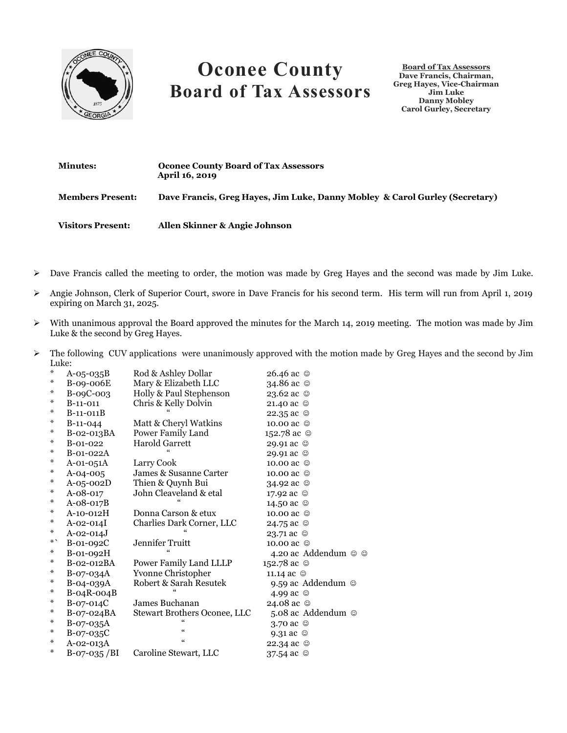# Oconee County Board of Tax Assessors

**Board of Tax Assessors**
**Dave Francis, Chairman,**
**Greg Hayes, Vice-Chairman**
**Jim Luke**
**Danny Mobley**
**Carol Gurley, Secretary**

**Minutes:** **Oconee County Board of Tax Assessors April 16, 2019**

**Members Present:** **Dave Francis, Greg Hayes, Jim Luke, Danny Mobley & Carol Gurley (Secretary)**

**Visitors Present:** **Allen Skinner & Angie Johnson**

- Dave Francis called the meeting to order, the motion was made by Greg Hayes and the second was made by Jim Luke.
- Angie Johnson, Clerk of Superior Court, swore in Dave Francis for his second term. His term will run from April 1, 2019 expiring on March 31, 2025.
- With unanimous approval the Board approved the minutes for the March 14, 2019 meeting. The motion was made by Jim Luke & the second by Greg Hayes.
- The following CUV applications were unanimously approved with the motion made by Greg Hayes and the second by Jim Luke:

| | | | |
|---|---|---|---|
| * | A-05-035B | Rod & Ashley Dollar | 26.46 ac ☺ |
| * | B-09-006E | Mary & Elizabeth LLC | 34.86 ac ☺ |
| * | B-09C-003 | Holly & Paul Stephenson | 23.62 ac ☺ |
| * | B-11-011 | Chris & Kelly Dolvin | 21.40 ac ☺ |
| * | B-11-011B | " | 22.35 ac ☺ |
| * | B-11-044 | Matt & Cheryl Watkins | 10.00 ac ☺ |
| * | B-02-013BA | Power Family Land | 152.78 ac ☺ |
| * | B-01-022 | Harold Garrett | 29.91 ac ☺ |
| * | B-01-022A | " | 29.91 ac ☺ |
| * | A-01-051A | Larry Cook | 10.00 ac ☺ |
| * | A-04-005 | James & Susanne Carter | 10.00 ac ☺ |
| * | A-05-002D | Thien & Quynh Bui | 34.92 ac ☺ |
| * | A-08-017 | John Cleaveland & etal | 17.92 ac ☺ |
| * | A-08-017B | " | 14.50 ac ☺ |
| * | A-10-012H | Donna Carson & etux | 10.00 ac ☺ |
| * | A-02-014I | Charlies Dark Corner, LLC | 24.75 ac ☺ |
| * | A-02-014J | " | 23.71 ac ☺ |
| *` | B-01-092C | Jennifer Truitt | 10.00 ac ☺ |
| * | B-01-092H | " | 4.20 ac Addendum ☺ ☺ |
| * | B-02-012BA | Power Family Land LLLP | 152.78 ac ☺ |
| * | B-07-034A | Yvonne Christopher | 11.14 ac ☺ |
| * | B-04-039A | Robert & Sarah Resutek | 9.59 ac Addendum ☺ |
| * | B-04R-004B | " | 4.99 ac ☺ |
| * | B-07-014C | James Buchanan | 24.08 ac ☺ |
| * | B-07-024BA | Stewart Brothers Oconee, LLC | 5.08 ac Addendum ☺ |
| * | B-07-035A | " | 3.70 ac ☺ |
| * | B-07-035C | " | 9.31 ac ☺ |
| * | A-02-013A | " | 22.34 ac ☺ |
| * | B-07-035 /BI | Caroline Stewart, LLC | 37.54 ac ☺ |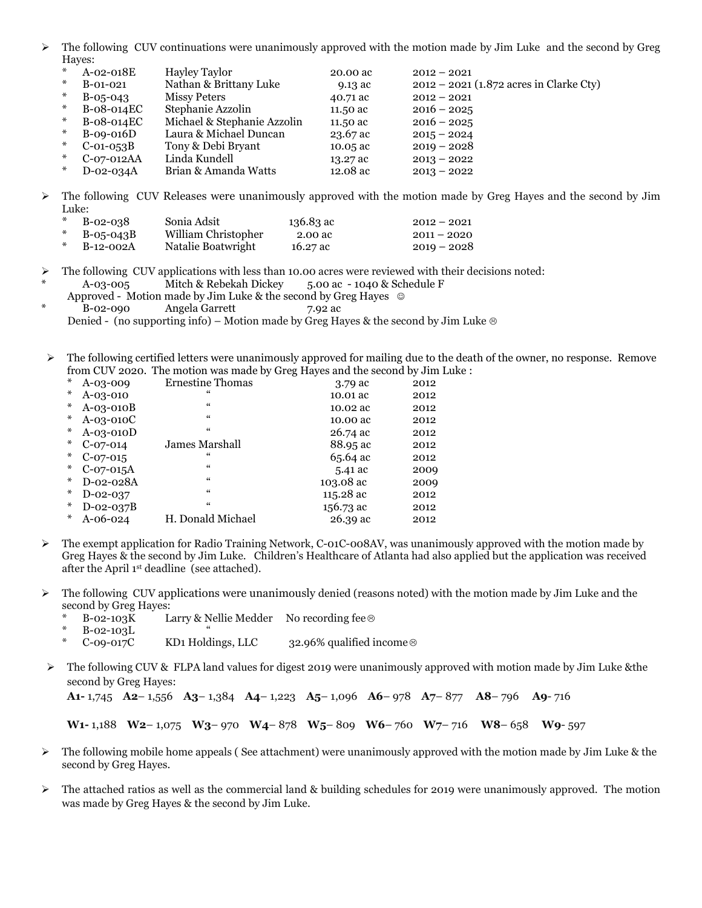- The following CUV continuations were unanimously approved with the motion made by Jim Luke and the second by Greg Hayes:

| | | | |
|---|---|---|---|
| * A-02-018E | Hayley Taylor | 20.00 ac | 2012 – 2021 |
| * B-01-021 | Nathan & Brittany Luke | 9.13 ac | 2012 – 2021 (1.872 acres in Clarke Cty) |
| * B-05-043 | Missy Peters | 40.71 ac | 2012 – 2021 |
| * B-08-014EC | Stephanie Azzolin | 11.50 ac | 2016 – 2025 |
| * B-08-014EC | Michael & Stephanie Azzolin | 11.50 ac | 2016 – 2025 |
| * B-09-016D | Laura & Michael Duncan | 23.67 ac | 2015 – 2024 |
| * C-01-053B | Tony & Debi Bryant | 10.05 ac | 2019 – 2028 |
| * C-07-012AA | Linda Kundell | 13.27 ac | 2013 – 2022 |
| * D-02-034A | Brian & Amanda Watts | 12.08 ac | 2013 – 2022 |

- The following CUV Releases were unanimously approved with the motion made by Greg Hayes and the second by Jim Luke:

| | | | |
|---|---|---|---|
| * B-02-038 | Sonia Adsit | 136.83 ac | 2012 – 2021 |
| * B-05-043B | William Christopher | 2.00 ac | 2011 – 2020 |
| * B-12-002A | Natalie Boatwright | 16.27 ac | 2019 – 2028 |

- The following CUV applications with less than 10.00 acres were reviewed with their decisions noted:
  - * A-03-005 Mitch & Rebekah Dickey 5.00 ac - 1040 & Schedule F
    Approved - Motion made by Jim Luke & the second by Greg Hayes ☺
  - * B-02-090 Angela Garrett 7.92 ac
    Denied - (no supporting info) – Motion made by Greg Hayes & the second by Jim Luke ☹

- The following certified letters were unanimously approved for mailing due to the death of the owner, no response. Remove from CUV 2020. The motion was made by Greg Hayes and the second by Jim Luke :

| | | | |
|---|---|---|---|
| * A-03-009 | Ernestine Thomas | 3.79 ac | 2012 |
| * A-03-010 | " | 10.01 ac | 2012 |
| * A-03-010B | " | 10.02 ac | 2012 |
| * A-03-010C | " | 10.00 ac | 2012 |
| * A-03-010D | " | 26.74 ac | 2012 |
| * C-07-014 | James Marshall | 88.95 ac | 2012 |
| * C-07-015 | " | 65.64 ac | 2012 |
| * C-07-015A | " | 5.41 ac | 2009 |
| * D-02-028A | " | 103.08 ac | 2009 |
| * D-02-037 | " | 115.28 ac | 2012 |
| * D-02-037B | " | 156.73 ac | 2012 |
| * A-06-024 | H. Donald Michael | 26.39 ac | 2012 |

- The exempt application for Radio Training Network, C-01C-008AV, was unanimously approved with the motion made by Greg Hayes & the second by Jim Luke. Children's Healthcare of Atlanta had also applied but the application was received after the April 1st deadline (see attached).

- The following CUV applications were unanimously denied (reasons noted) with the motion made by Jim Luke and the second by Greg Hayes:
  - * B-02-103K Larry & Nellie Medder No recording fee ☹
  - * B-02-103L "
  - * C-09-017C KD1 Holdings, LLC 32.96% qualified income ☹

- The following CUV & FLPA land values for digest 2019 were unanimously approved with motion made by Jim Luke &the second by Greg Hayes:

  **A1-** 1,745 **A2**– 1,556 **A3**– 1,384 **A4**– 1,223 **A5**– 1,096 **A6**– 978 **A7**– 877 **A8**– 796 **A9**- 716

  **W1-** 1,188 **W2**– 1,075 **W3**– 970 **W4**– 878 **W5**– 809 **W6**– 760 **W7**– 716 **W8**– 658 **W9**- 597

- The following mobile home appeals ( See attachment) were unanimously approved with the motion made by Jim Luke & the second by Greg Hayes.

- The attached ratios as well as the commercial land & building schedules for 2019 were unanimously approved. The motion was made by Greg Hayes & the second by Jim Luke.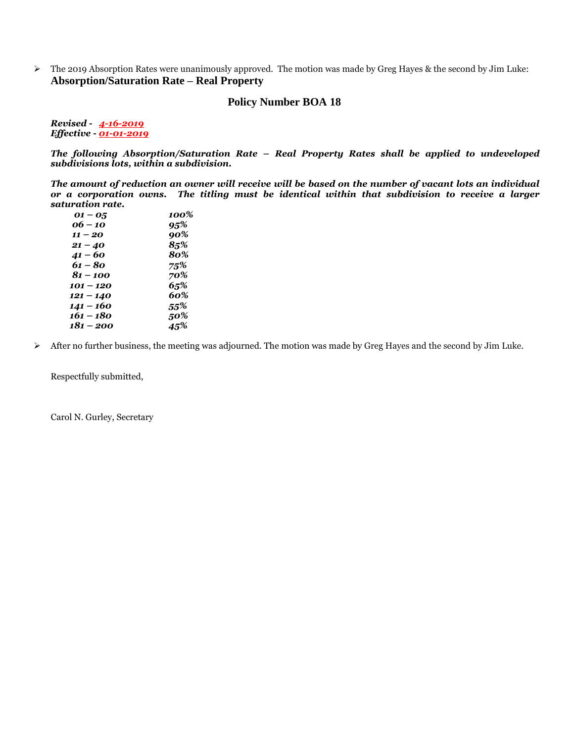- The 2019 Absorption Rates were unanimously approved. The motion was made by Greg Hayes & the second by Jim Luke:

**Absorption/Saturation Rate – Real Property**

## Policy Number BOA 18

***Revised - 4-16-2019***
***Effective - 01-01-2019***

***The following Absorption/Saturation Rate – Real Property Rates shall be applied to undeveloped subdivisions lots, within a subdivision.***

***The amount of reduction an owner will receive will be based on the number of vacant lots an individual or a corporation owns. The titling must be identical within that subdivision to receive a larger saturation rate.***

| | |
|---|---|
| ***01 – 05*** | ***100%*** |
| ***06 – 10*** | ***95%*** |
| ***11 – 20*** | ***90%*** |
| ***21 – 40*** | ***85%*** |
| ***41 – 60*** | ***80%*** |
| ***61 – 80*** | ***75%*** |
| ***81 – 100*** | ***70%*** |
| ***101 – 120*** | ***65%*** |
| ***121 – 140*** | ***60%*** |
| ***141 – 160*** | ***55%*** |
| ***161 – 180*** | ***50%*** |
| ***181 – 200*** | ***45%*** |

- After no further business, the meeting was adjourned. The motion was made by Greg Hayes and the second by Jim Luke.

Respectfully submitted,

Carol N. Gurley, Secretary